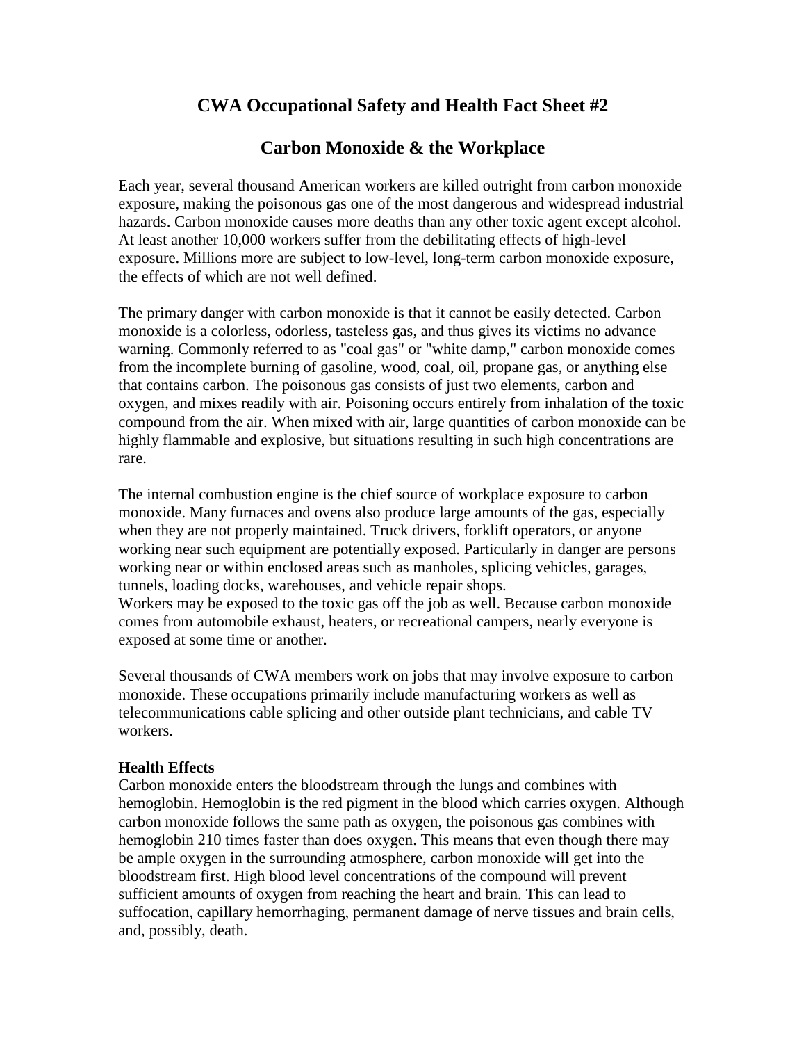# CWA Occupational Safety and Health Fact Sheet #2

## Carbon Monoxide & the Workplace

Each year, several thousand American workers are killed outright from carbon monoxide exposure, making the poisonous gas one of the most dangerous and widespread industrial hazards. Carbon monoxide causes more deaths than any other toxic agent except alcohol. At least another 10,000 workers suffer from the debilitating effects of high-level exposure. Millions more are subject to low-level, long-term carbon monoxide exposure, the effects of which are not well defined.

The primary danger with carbon monoxide is that it cannot be easily detected. Carbon monoxide is a colorless, odorless, tasteless gas, and thus gives its victims no advance warning. Commonly referred to as "coal gas" or "white damp," carbon monoxide comes from the incomplete burning of gasoline, wood, coal, oil, propane gas, or anything else that contains carbon. The poisonous gas consists of just two elements, carbon and oxygen, and mixes readily with air. Poisoning occurs entirely from inhalation of the toxic compound from the air. When mixed with air, large quantities of carbon monoxide can be highly flammable and explosive, but situations resulting in such high concentrations are rare.

The internal combustion engine is the chief source of workplace exposure to carbon monoxide. Many furnaces and ovens also produce large amounts of the gas, especially when they are not properly maintained. Truck drivers, forklift operators, or anyone working near such equipment are potentially exposed. Particularly in danger are persons working near or within enclosed areas such as manholes, splicing vehicles, garages, tunnels, loading docks, warehouses, and vehicle repair shops.
Workers may be exposed to the toxic gas off the job as well. Because carbon monoxide comes from automobile exhaust, heaters, or recreational campers, nearly everyone is exposed at some time or another.

Several thousands of CWA members work on jobs that may involve exposure to carbon monoxide. These occupations primarily include manufacturing workers as well as telecommunications cable splicing and other outside plant technicians, and cable TV workers.

**Health Effects**
Carbon monoxide enters the bloodstream through the lungs and combines with hemoglobin. Hemoglobin is the red pigment in the blood which carries oxygen. Although carbon monoxide follows the same path as oxygen, the poisonous gas combines with hemoglobin 210 times faster than does oxygen. This means that even though there may be ample oxygen in the surrounding atmosphere, carbon monoxide will get into the bloodstream first. High blood level concentrations of the compound will prevent sufficient amounts of oxygen from reaching the heart and brain. This can lead to suffocation, capillary hemorrhaging, permanent damage of nerve tissues and brain cells, and, possibly, death.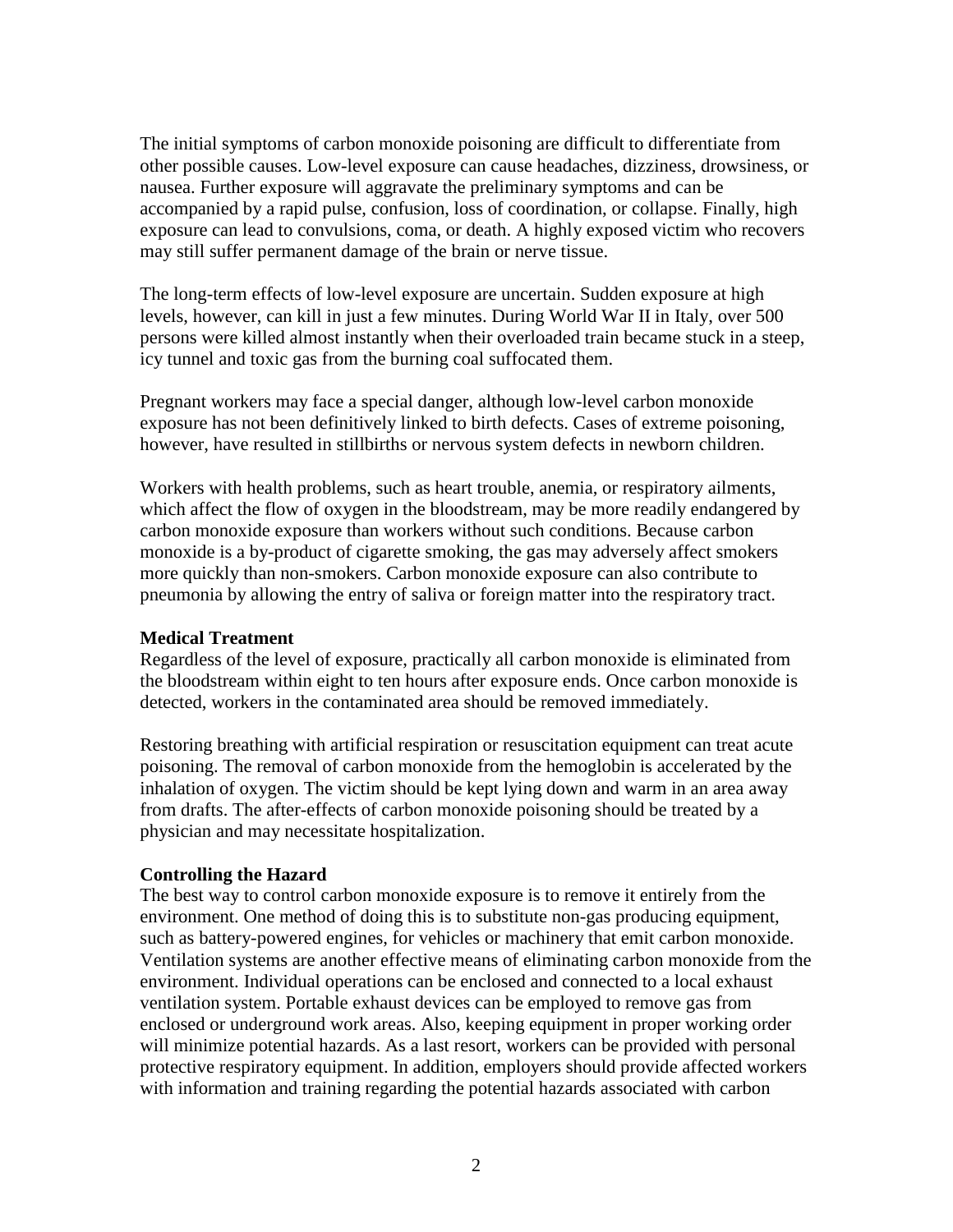The initial symptoms of carbon monoxide poisoning are difficult to differentiate from other possible causes. Low-level exposure can cause headaches, dizziness, drowsiness, or nausea. Further exposure will aggravate the preliminary symptoms and can be accompanied by a rapid pulse, confusion, loss of coordination, or collapse. Finally, high exposure can lead to convulsions, coma, or death. A highly exposed victim who recovers may still suffer permanent damage of the brain or nerve tissue.

The long-term effects of low-level exposure are uncertain. Sudden exposure at high levels, however, can kill in just a few minutes. During World War II in Italy, over 500 persons were killed almost instantly when their overloaded train became stuck in a steep, icy tunnel and toxic gas from the burning coal suffocated them.

Pregnant workers may face a special danger, although low-level carbon monoxide exposure has not been definitively linked to birth defects. Cases of extreme poisoning, however, have resulted in stillbirths or nervous system defects in newborn children.

Workers with health problems, such as heart trouble, anemia, or respiratory ailments, which affect the flow of oxygen in the bloodstream, may be more readily endangered by carbon monoxide exposure than workers without such conditions. Because carbon monoxide is a by-product of cigarette smoking, the gas may adversely affect smokers more quickly than non-smokers. Carbon monoxide exposure can also contribute to pneumonia by allowing the entry of saliva or foreign matter into the respiratory tract.

**Medical Treatment**

Regardless of the level of exposure, practically all carbon monoxide is eliminated from the bloodstream within eight to ten hours after exposure ends. Once carbon monoxide is detected, workers in the contaminated area should be removed immediately.

Restoring breathing with artificial respiration or resuscitation equipment can treat acute poisoning. The removal of carbon monoxide from the hemoglobin is accelerated by the inhalation of oxygen. The victim should be kept lying down and warm in an area away from drafts. The after-effects of carbon monoxide poisoning should be treated by a physician and may necessitate hospitalization.

**Controlling the Hazard**

The best way to control carbon monoxide exposure is to remove it entirely from the environment. One method of doing this is to substitute non-gas producing equipment, such as battery-powered engines, for vehicles or machinery that emit carbon monoxide. Ventilation systems are another effective means of eliminating carbon monoxide from the environment. Individual operations can be enclosed and connected to a local exhaust ventilation system. Portable exhaust devices can be employed to remove gas from enclosed or underground work areas. Also, keeping equipment in proper working order will minimize potential hazards. As a last resort, workers can be provided with personal protective respiratory equipment. In addition, employers should provide affected workers with information and training regarding the potential hazards associated with carbon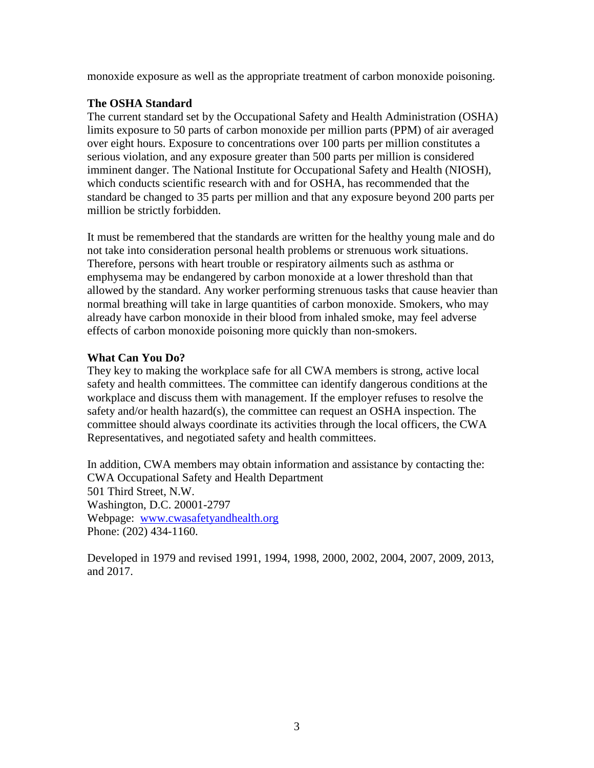monoxide exposure as well as the appropriate treatment of carbon monoxide poisoning.

**The OSHA Standard**

The current standard set by the Occupational Safety and Health Administration (OSHA) limits exposure to 50 parts of carbon monoxide per million parts (PPM) of air averaged over eight hours. Exposure to concentrations over 100 parts per million constitutes a serious violation, and any exposure greater than 500 parts per million is considered imminent danger. The National Institute for Occupational Safety and Health (NIOSH), which conducts scientific research with and for OSHA, has recommended that the standard be changed to 35 parts per million and that any exposure beyond 200 parts per million be strictly forbidden.

It must be remembered that the standards are written for the healthy young male and do not take into consideration personal health problems or strenuous work situations. Therefore, persons with heart trouble or respiratory ailments such as asthma or emphysema may be endangered by carbon monoxide at a lower threshold than that allowed by the standard. Any worker performing strenuous tasks that cause heavier than normal breathing will take in large quantities of carbon monoxide. Smokers, who may already have carbon monoxide in their blood from inhaled smoke, may feel adverse effects of carbon monoxide poisoning more quickly than non-smokers.

**What Can You Do?**

They key to making the workplace safe for all CWA members is strong, active local safety and health committees. The committee can identify dangerous conditions at the workplace and discuss them with management. If the employer refuses to resolve the safety and/or health hazard(s), the committee can request an OSHA inspection. The committee should always coordinate its activities through the local officers, the CWA Representatives, and negotiated safety and health committees.

In addition, CWA members may obtain information and assistance by contacting the:
CWA Occupational Safety and Health Department
501 Third Street, N.W.
Washington, D.C. 20001-2797
Webpage: www.cwasafetyandhealth.org
Phone: (202) 434-1160.

Developed in 1979 and revised 1991, 1994, 1998, 2000, 2002, 2004, 2007, 2009, 2013, and 2017.